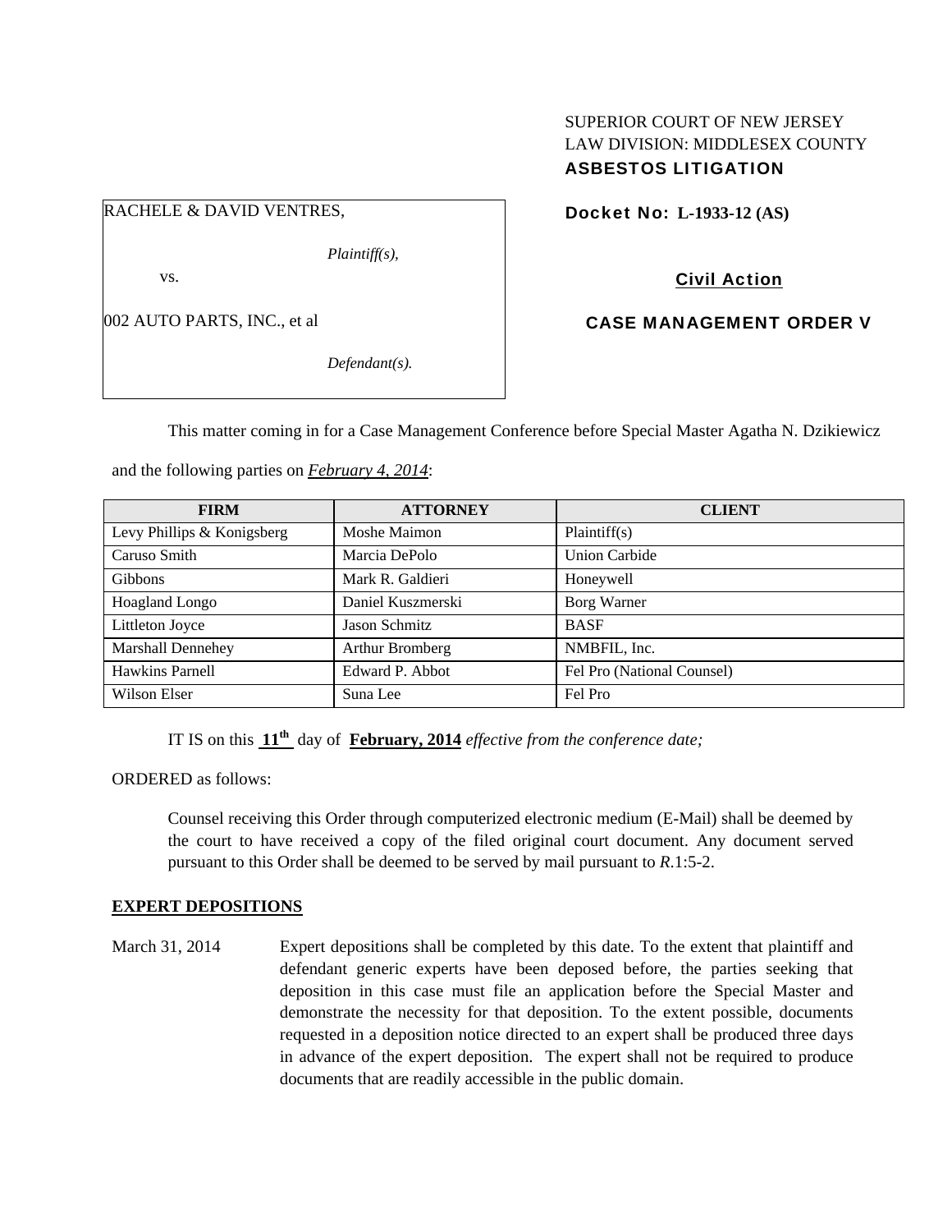SUPERIOR COURT OF NEW JERSEY
LAW DIVISION: MIDDLESEX COUNTY
**ASBESTOS LITIGATION**

RACHELE & DAVID VENTRES,

*Plaintiff(s),*

vs.

002 AUTO PARTS, INC., et al

*Defendant(s).*

**Docket No: L-1933-12 (AS)**

**Civil Action**

**CASE MANAGEMENT ORDER V**

This matter coming in for a Case Management Conference before Special Master Agatha N. Dzikiewicz and the following parties on ***February 4, 2014***:

| FIRM | ATTORNEY | CLIENT |
|---|---|---|
| Levy Phillips & Konigsberg | Moshe Maimon | Plaintiff(s) |
| Caruso Smith | Marcia DePolo | Union Carbide |
| Gibbons | Mark R. Galdieri | Honeywell |
| Hoagland Longo | Daniel Kuszmerski | Borg Warner |
| Littleton Joyce | Jason Schmitz | BASF |
| Marshall Dennehey | Arthur Bromberg | NMBFIL, Inc. |
| Hawkins Parnell | Edward P. Abbot | Fel Pro (National Counsel) |
| Wilson Elser | Suna Lee | Fel Pro |

IT IS on this **11th** day of **February, 2014** *effective from the conference date;*

ORDERED as follows:

Counsel receiving this Order through computerized electronic medium (E-Mail) shall be deemed by the court to have received a copy of the filed original court document. Any document served pursuant to this Order shall be deemed to be served by mail pursuant to *R*.1:5-2.

**EXPERT DEPOSITIONS**

March 31, 2014 Expert depositions shall be completed by this date. To the extent that plaintiff and defendant generic experts have been deposed before, the parties seeking that deposition in this case must file an application before the Special Master and demonstrate the necessity for that deposition. To the extent possible, documents requested in a deposition notice directed to an expert shall be produced three days in advance of the expert deposition. The expert shall not be required to produce documents that are readily accessible in the public domain.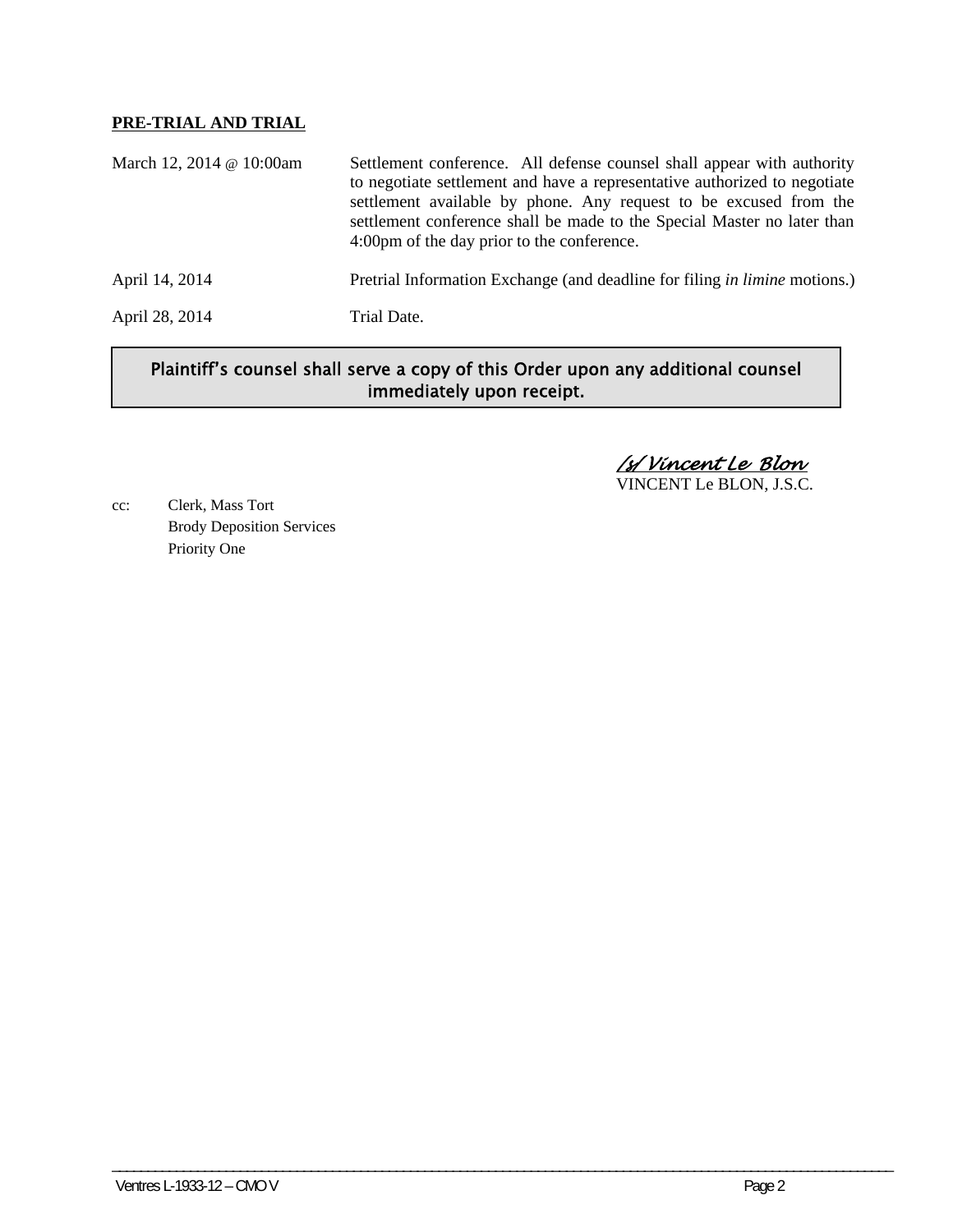**PRE-TRIAL AND TRIAL**

| | |
|---|---|
| March 12, 2014 @ 10:00am | Settlement conference. All defense counsel shall appear with authority to negotiate settlement and have a representative authorized to negotiate settlement available by phone. Any request to be excused from the settlement conference shall be made to the Special Master no later than 4:00pm of the day prior to the conference. |
| April 14, 2014 | Pretrial Information Exchange (and deadline for filing *in limine* motions.) |
| April 28, 2014 | Trial Date. |

**Plaintiff's counsel shall serve a copy of this Order upon any additional counsel immediately upon receipt.**

*/s/ Vincent Le Blon*
VINCENT Le BLON, J.S.C.

cc: Clerk, Mass Tort
Brody Deposition Services
Priority One